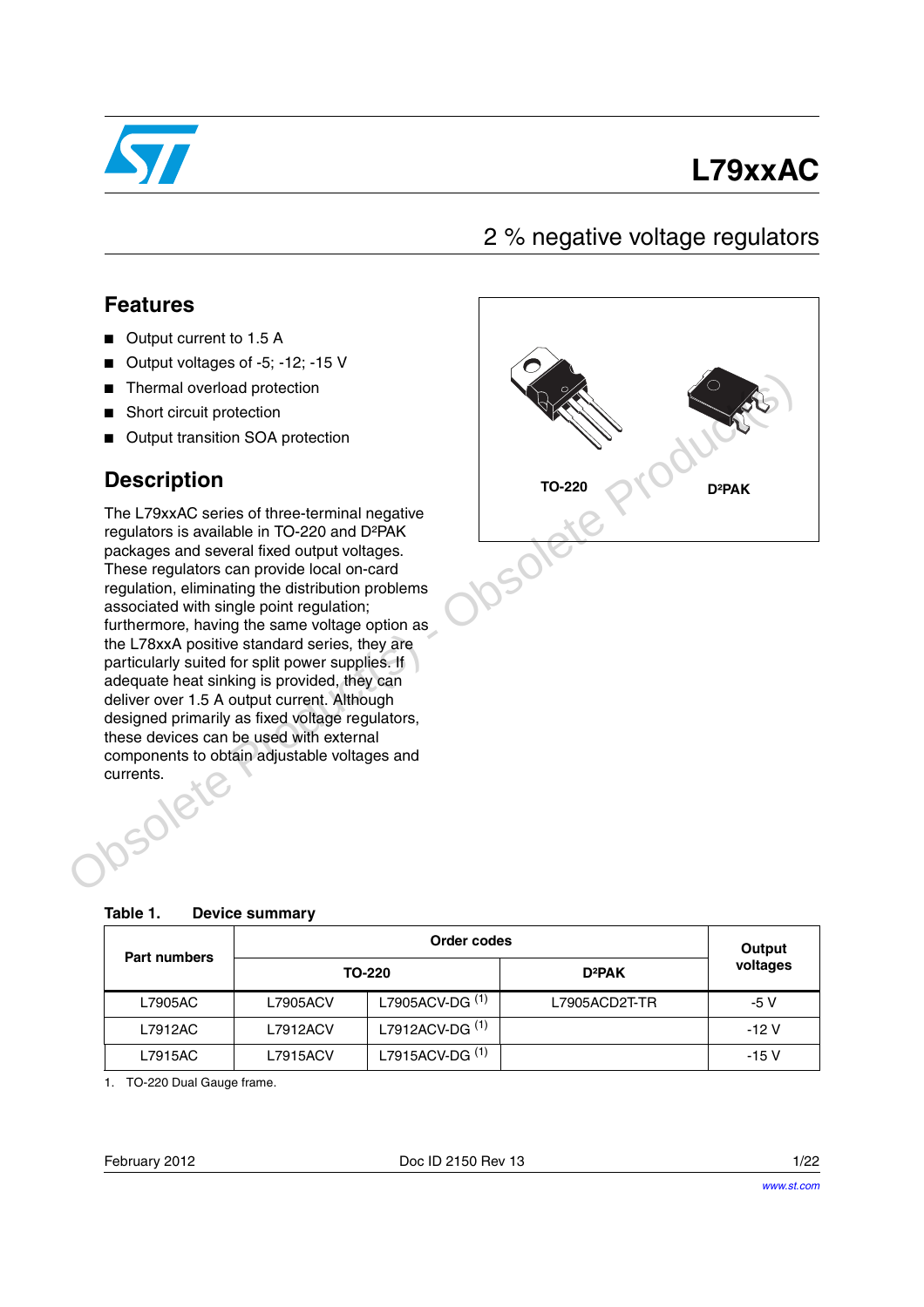# L79xxAC

## 2 % negative voltage regulators

### Features

- Output current to 1.5 A
- Output voltages of -5; -12; -15 V
- Thermal overload protection
- Short circuit protection
- Output transition SOA protection

TO-220 D²PAK

### Description

The L79xxAC series of three-terminal negative regulators is available in TO-220 and D²PAK packages and several fixed output voltages. These regulators can provide local on-card regulation, eliminating the distribution problems associated with single point regulation; furthermore, having the same voltage option as the L78xxA positive standard series, they are particularly suited for split power supplies. If adequate heat sinking is provided, they can deliver over 1.5 A output current. Although designed primarily as fixed voltage regulators, these devices can be used with external components to obtain adjustable voltages and currents.

**Table 1. Device summary**

| Part numbers | Order codes | | | Output voltages |
|---|---|---|---|---|
| | TO-220 | | D²PAK | |
| L7905AC | L7905ACV | L7905ACV-DG [(1)] | L7905ACD2T-TR | -5 V |
| L7912AC | L7912ACV | L7912ACV-DG [(1)] | | -12 V |
| L7915AC | L7915ACV | L7915ACV-DG [(1)] | | -15 V |

1. TO-220 Dual Gauge frame.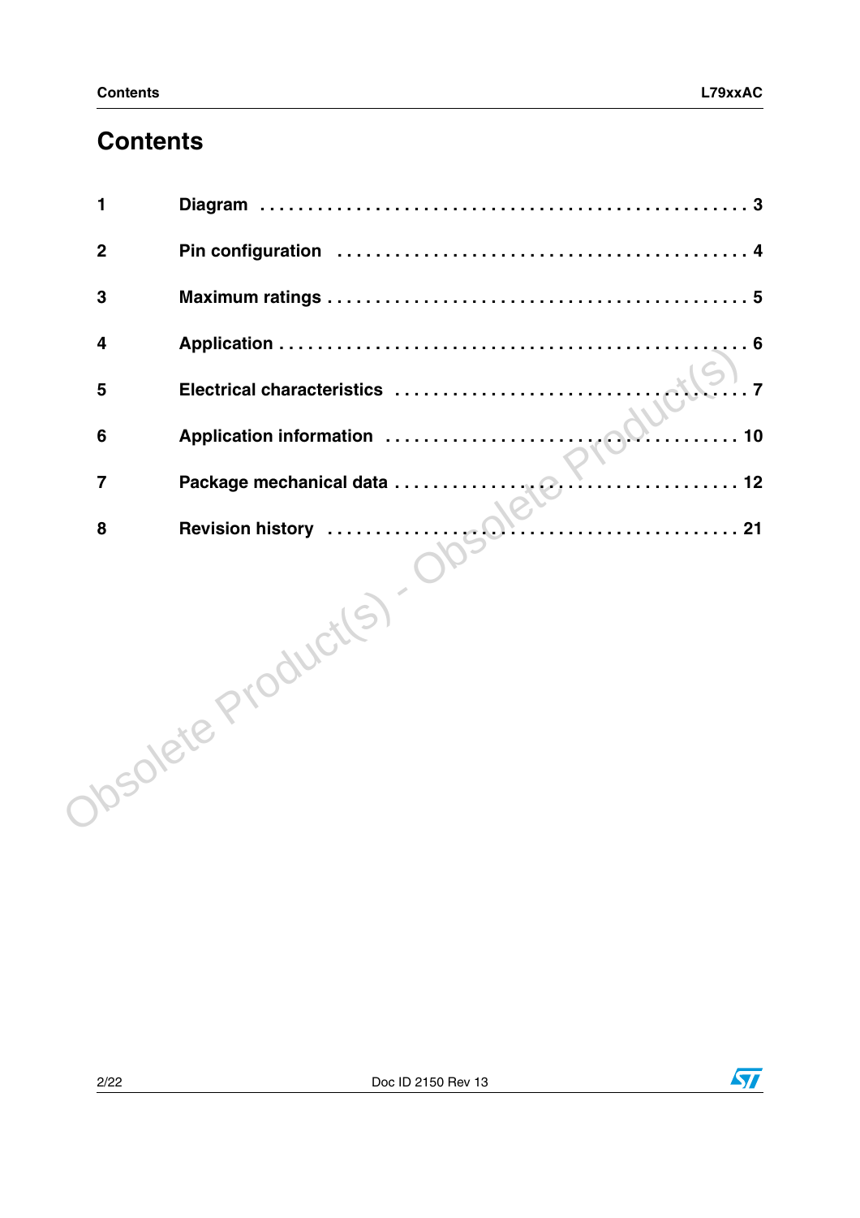# Contents

1 Diagram . . . . . . . . . . . . . . . . . . . . . . . . . . . . . . . . . . . . . . . . . . . . . . . . 3

2 Pin configuration . . . . . . . . . . . . . . . . . . . . . . . . . . . . . . . . . . . . . . . . . 4

3 Maximum ratings . . . . . . . . . . . . . . . . . . . . . . . . . . . . . . . . . . . . . . . . . . 5

4 Application . . . . . . . . . . . . . . . . . . . . . . . . . . . . . . . . . . . . . . . . . . . . . . 6

5 Electrical characteristics . . . . . . . . . . . . . . . . . . . . . . . . . . . . . . . . . . . . 7

6 Application information . . . . . . . . . . . . . . . . . . . . . . . . . . . . . . . . . . . . 10

7 Package mechanical data . . . . . . . . . . . . . . . . . . . . . . . . . . . . . . . . . . . 12

8 Revision history . . . . . . . . . . . . . . . . . . . . . . . . . . . . . . . . . . . . . . . . . . 21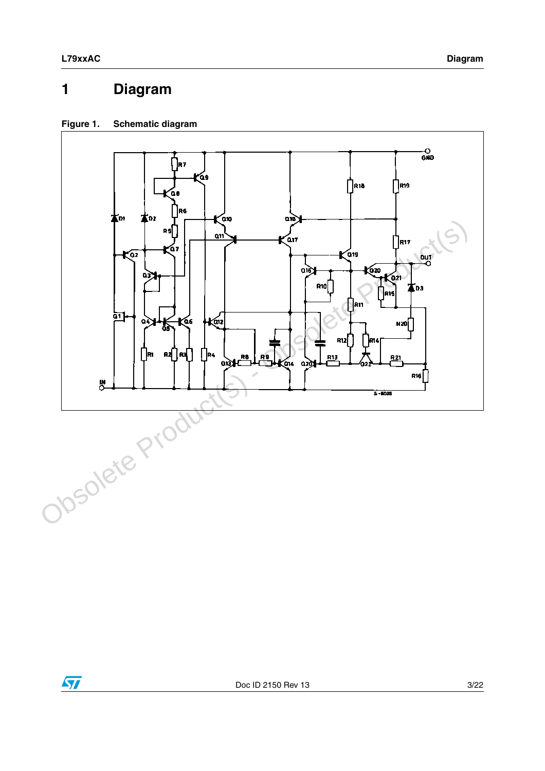# 1 Diagram

**Figure 1. Schematic diagram**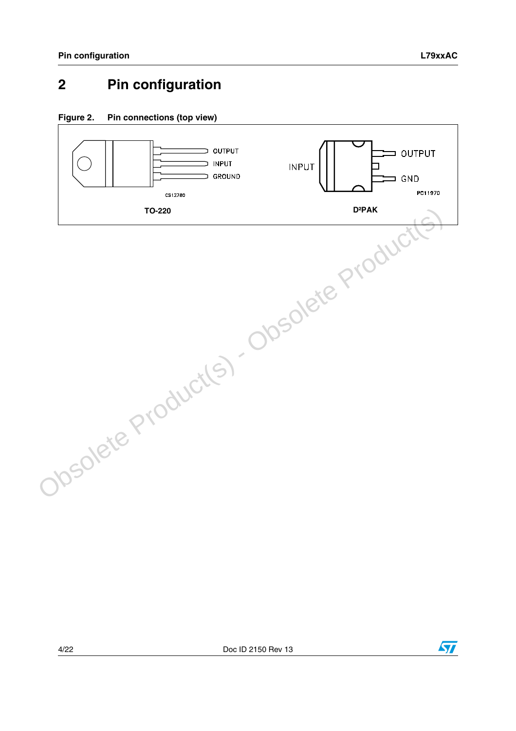# 2 Pin configuration

**Figure 2. Pin connections (top view)**

OUTPUT
INPUT
GROUND

CS12780

TO-220

INPUT
OUTPUT
GND

PC11970

D²PAK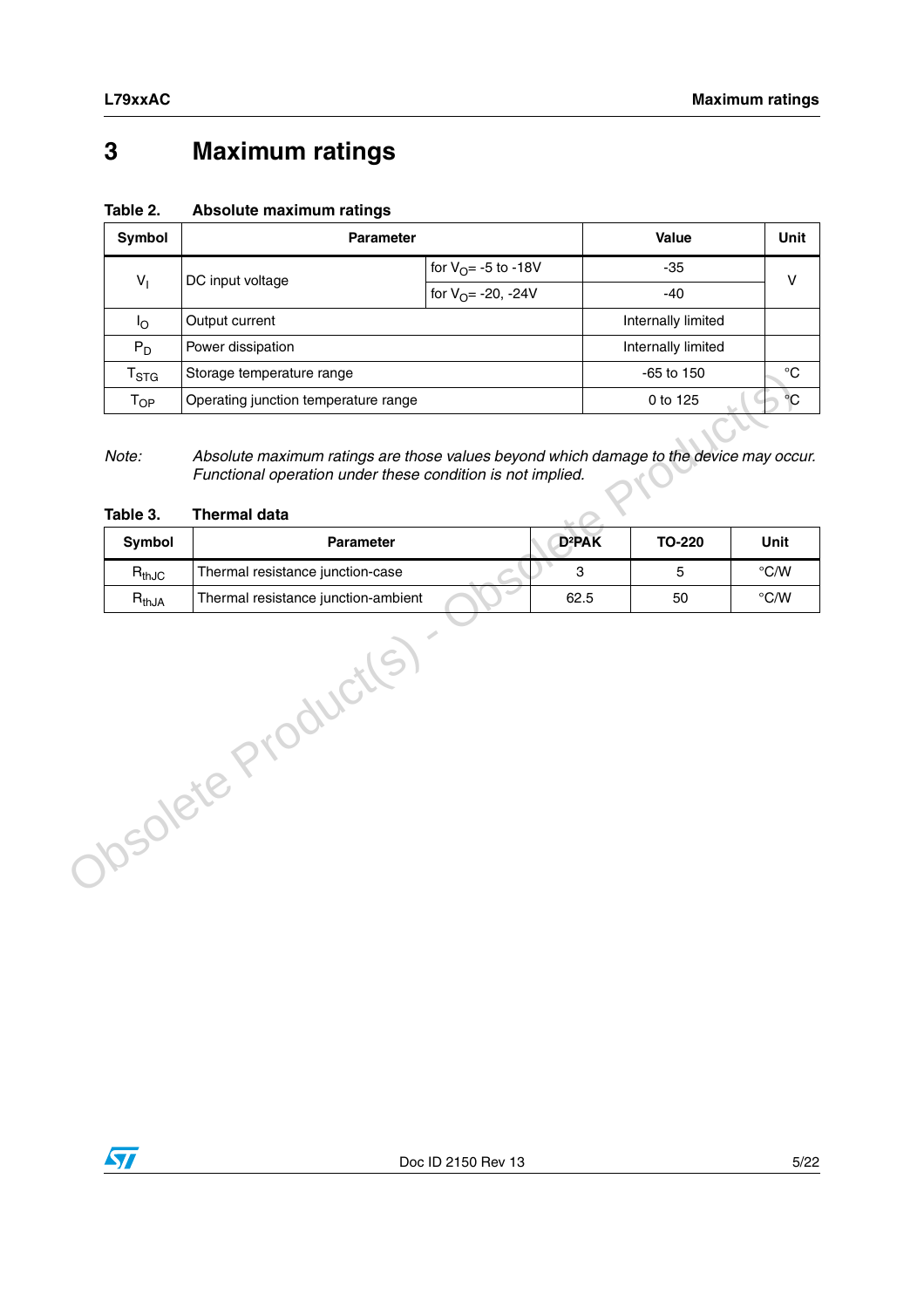# 3 Maximum ratings

**Table 2. Absolute maximum ratings**

| Symbol | Parameter | | Value | Unit |
|---|---|---|---|---|
| $V_I$ | DC input voltage | for $V_O$= -5 to -18V | -35 | V |
| | | for $V_O$= -20, -24V | -40 | |
| $I_O$ | Output current | | Internally limited | |
| $P_D$ | Power dissipation | | Internally limited | |
| $T_{STG}$ | Storage temperature range | | -65 to 150 | °C |
| $T_{OP}$ | Operating junction temperature range | | 0 to 125 | °C |

*Note: Absolute maximum ratings are those values beyond which damage to the device may occur. Functional operation under these condition is not implied.*

**Table 3. Thermal data**

| Symbol | Parameter | D²PAK | TO-220 | Unit |
|---|---|---|---|---|
| $R_{thJC}$ | Thermal resistance junction-case | 3 | 5 | °C/W |
| $R_{thJA}$ | Thermal resistance junction-ambient | 62.5 | 50 | °C/W |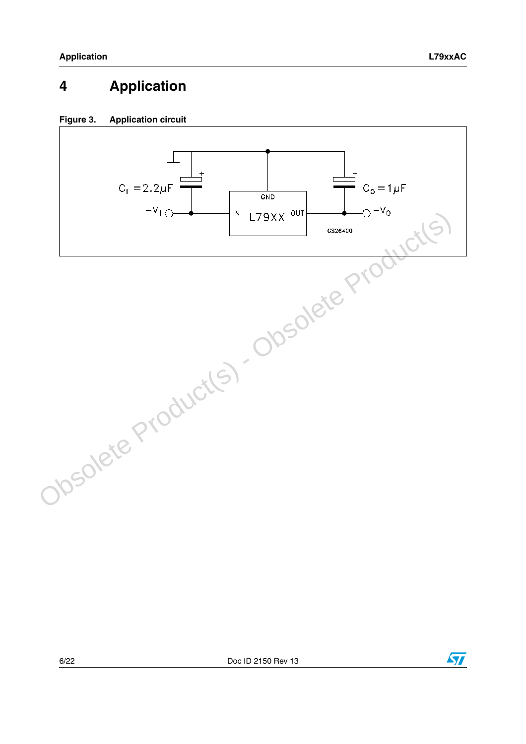# 4 Application

**Figure 3. Application circuit**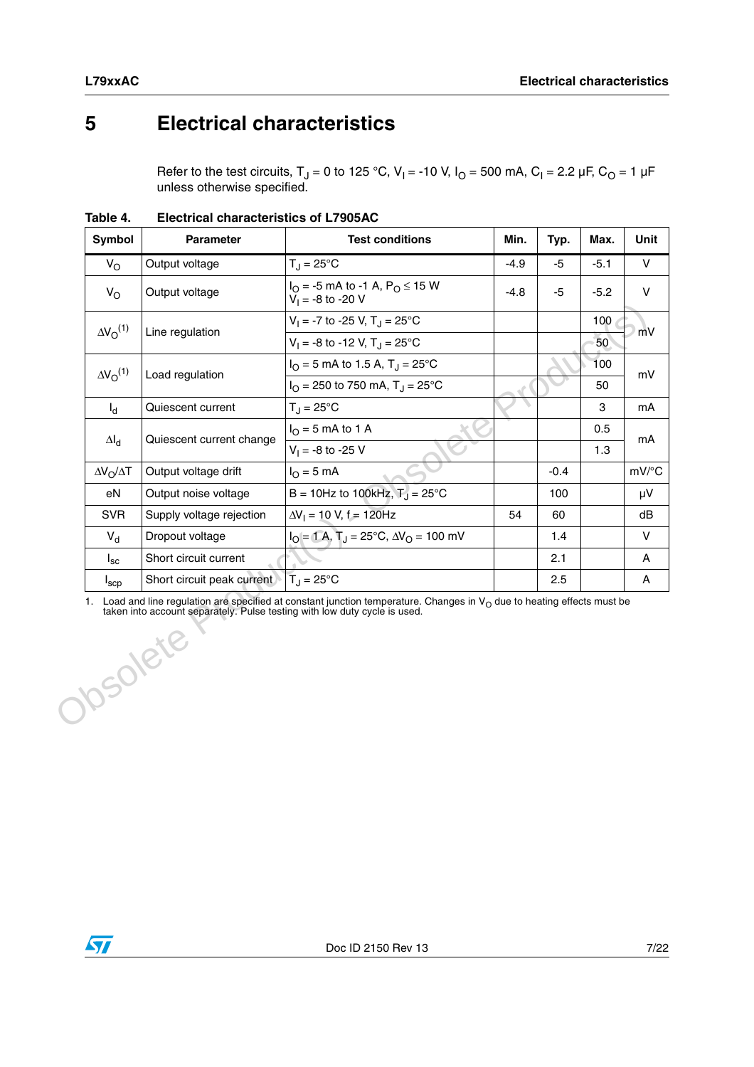# 5 Electrical characteristics

Refer to the test circuits, $T_J$ = 0 to 125 °C, $V_I$ = -10 V, $I_O$ = 500 mA, $C_I$ = 2.2 µF, $C_O$ = 1 µF unless otherwise specified.

**Table 4. Electrical characteristics of L7905AC**

| Symbol | Parameter | Test conditions | Min. | Typ. | Max. | Unit |
|---|---|---|---|---|---|---|
| $V_O$ | Output voltage | $T_J$ = 25°C | -4.9 | -5 | -5.1 | V |
| $V_O$ | Output voltage | $I_O$ = -5 mA to -1 A, $P_O \leq$ 15 W<br>$V_I$ = -8 to -20 V | -4.8 | -5 | -5.2 | V |
| $\Delta V_O$(1) | Line regulation | $V_I$ = -7 to -25 V, $T_J$ = 25°C | | | 100 | mV |
| | | $V_I$ = -8 to -12 V, $T_J$ = 25°C | | | 50 | |
| $\Delta V_O$(1) | Load regulation | $I_O$ = 5 mA to 1.5 A, $T_J$ = 25°C | | | 100 | mV |
| | | $I_O$ = 250 to 750 mA, $T_J$ = 25°C | | | 50 | |
| $I_d$ | Quiescent current | $T_J$ = 25°C | | | 3 | mA |
| $\Delta I_d$ | Quiescent current change | $I_O$ = 5 mA to 1 A | | | 0.5 | mA |
| | | $V_I$ = -8 to -25 V | | | 1.3 | |
| $\Delta V_O/\Delta T$ | Output voltage drift | $I_O$ = 5 mA | | -0.4 | | mV/°C |
| eN | Output noise voltage | B = 10Hz to 100kHz, $T_J$ = 25°C | | 100 | | µV |
| SVR | Supply voltage rejection | $\Delta V_I$ = 10 V, f = 120Hz | 54 | 60 | | dB |
| $V_d$ | Dropout voltage | $I_O$ = 1 A, $T_J$ = 25°C, $\Delta V_O$ = 100 mV | | 1.4 | | V |
| $I_{sc}$ | Short circuit current | | | 2.1 | | A |
| $I_{scp}$ | Short circuit peak current | $T_J$ = 25°C | | 2.5 | | A |

1. Load and line regulation are specified at constant junction temperature. Changes in $V_O$ due to heating effects must be taken into account separately. Pulse testing with low duty cycle is used.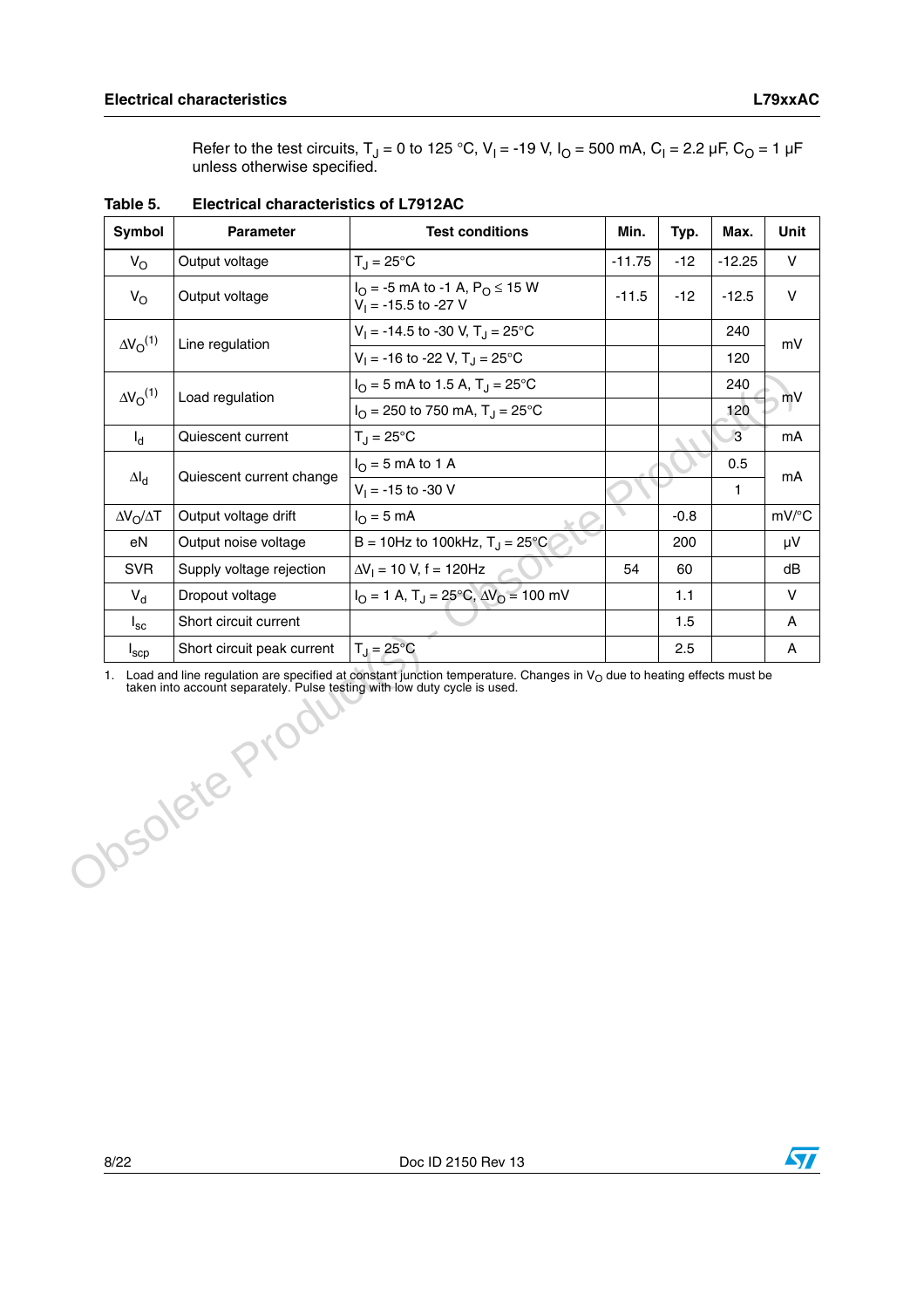Refer to the test circuits, $T_J$ = 0 to 125 °C, $V_I$ = -19 V, $I_O$ = 500 mA, $C_I$ = 2.2 µF, $C_O$ = 1 µF unless otherwise specified.

**Table 5. Electrical characteristics of L7912AC**

| Symbol | Parameter | Test conditions | Min. | Typ. | Max. | Unit |
|---|---|---|---|---|---|---|
| $V_O$ | Output voltage | $T_J$ = 25°C | -11.75 | -12 | -12.25 | V |
| $V_O$ | Output voltage | $I_O$ = -5 mA to -1 A, $P_O \leq$ 15 W<br>$V_I$ = -15.5 to -27 V | -11.5 | -12 | -12.5 | V |
| $\Delta V_O$[1] | Line regulation | $V_I$ = -14.5 to -30 V, $T_J$ = 25°C | | | 240 | mV |
| | | $V_I$ = -16 to -22 V, $T_J$ = 25°C | | | 120 | |
| $\Delta V_O$[1] | Load regulation | $I_O$ = 5 mA to 1.5 A, $T_J$ = 25°C | | | 240 | mV |
| | | $I_O$ = 250 to 750 mA, $T_J$ = 25°C | | | 120 | |
| $I_d$ | Quiescent current | $T_J$ = 25°C | | | 3 | mA |
| $\Delta I_d$ | Quiescent current change | $I_O$ = 5 mA to 1 A | | | 0.5 | mA |
| | | $V_I$ = -15 to -30 V | | | 1 | |
| $\Delta V_O/\Delta T$ | Output voltage drift | $I_O$ = 5 mA | | -0.8 | | mV/°C |
| eN | Output noise voltage | B = 10Hz to 100kHz, $T_J$ = 25°C | | 200 | | µV |
| SVR | Supply voltage rejection | $\Delta V_I$ = 10 V, f = 120Hz | 54 | 60 | | dB |
| $V_d$ | Dropout voltage | $I_O$ = 1 A, $T_J$ = 25°C, $\Delta V_O$ = 100 mV | | 1.1 | | V |
| $I_{sc}$ | Short circuit current | | | 1.5 | | A |
| $I_{scp}$ | Short circuit peak current | $T_J$ = 25°C | | 2.5 | | A |

1. Load and line regulation are specified at constant junction temperature. Changes in $V_O$ due to heating effects must be taken into account separately. Pulse testing with low duty cycle is used.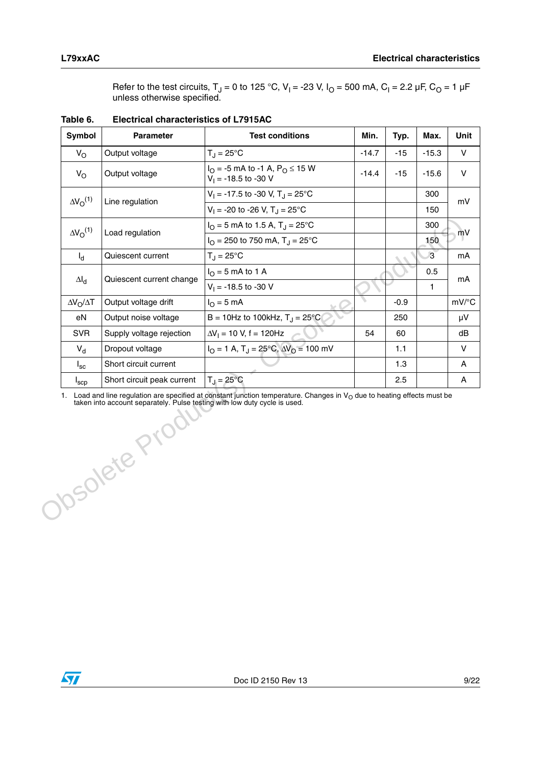Refer to the test circuits, $T_J$ = 0 to 125 °C, $V_I$ = -23 V, $I_O$ = 500 mA, $C_I$ = 2.2 µF, $C_O$ = 1 µF unless otherwise specified.

**Table 6. Electrical characteristics of L7915AC**

| Symbol | Parameter | Test conditions | Min. | Typ. | Max. | Unit |
|---|---|---|---|---|---|---|
| $V_O$ | Output voltage | $T_J$ = 25°C | -14.7 | -15 | -15.3 | V |
| $V_O$ | Output voltage | $I_O$ = -5 mA to -1 A, $P_O \leq$ 15 W<br>$V_I$ = -18.5 to -30 V | -14.4 | -15 | -15.6 | V |
| $\Delta V_O$[(1)] | Line regulation | $V_I$ = -17.5 to -30 V, $T_J$ = 25°C | | | 300 | mV |
| | | $V_I$ = -20 to -26 V, $T_J$ = 25°C | | | 150 | |
| $\Delta V_O$[(1)] | Load regulation | $I_O$ = 5 mA to 1.5 A, $T_J$ = 25°C | | | 300 | mV |
| | | $I_O$ = 250 to 750 mA, $T_J$ = 25°C | | | 150 | |
| $I_d$ | Quiescent current | $T_J$ = 25°C | | | 3 | mA |
| $\Delta I_d$ | Quiescent current change | $I_O$ = 5 mA to 1 A | | | 0.5 | mA |
| | | $V_I$ = -18.5 to -30 V | | | 1 | |
| $\Delta V_O/\Delta T$ | Output voltage drift | $I_O$ = 5 mA | | -0.9 | | mV/°C |
| eN | Output noise voltage | B = 10Hz to 100kHz, $T_J$ = 25°C | | 250 | | µV |
| SVR | Supply voltage rejection | $\Delta V_I$ = 10 V, f = 120Hz | 54 | 60 | | dB |
| $V_d$ | Dropout voltage | $I_O$ = 1 A, $T_J$ = 25°C, $\Delta V_O$ = 100 mV | | 1.1 | | V |
| $I_{sc}$ | Short circuit current | | | 1.3 | | A |
| $I_{scp}$ | Short circuit peak current | $T_J$ = 25°C | | 2.5 | | A |

1. Load and line regulation are specified at constant junction temperature. Changes in $V_O$ due to heating effects must be taken into account separately. Pulse testing with low duty cycle is used.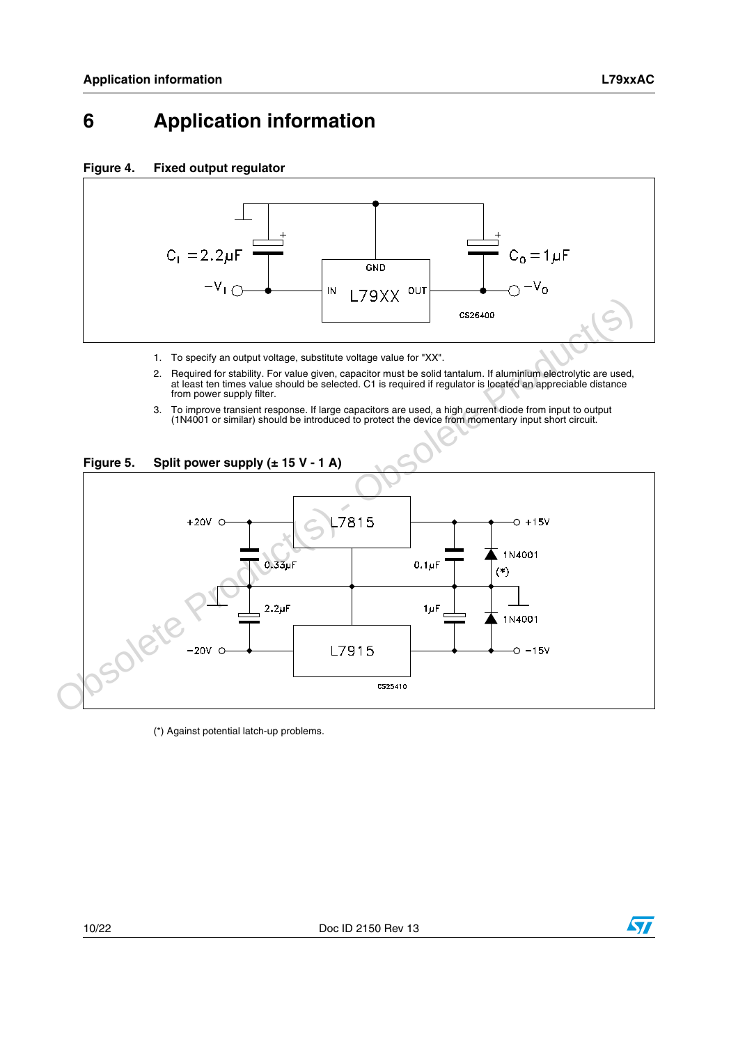# 6 Application information

**Figure 4. Fixed output regulator**

1. To specify an output voltage, substitute voltage value for "XX".
2. Required for stability. For value given, capacitor must be solid tantalum. If aluminium electrolytic are used, at least ten times value should be selected. C1 is required if regulator is located an appreciable distance from power supply filter.
3. To improve transient response. If large capacitors are used, a high current diode from input to output (1N4001 or similar) should be introduced to protect the device from momentary input short circuit.

**Figure 5. Split power supply (± 15 V - 1 A)**

(*) Against potential latch-up problems.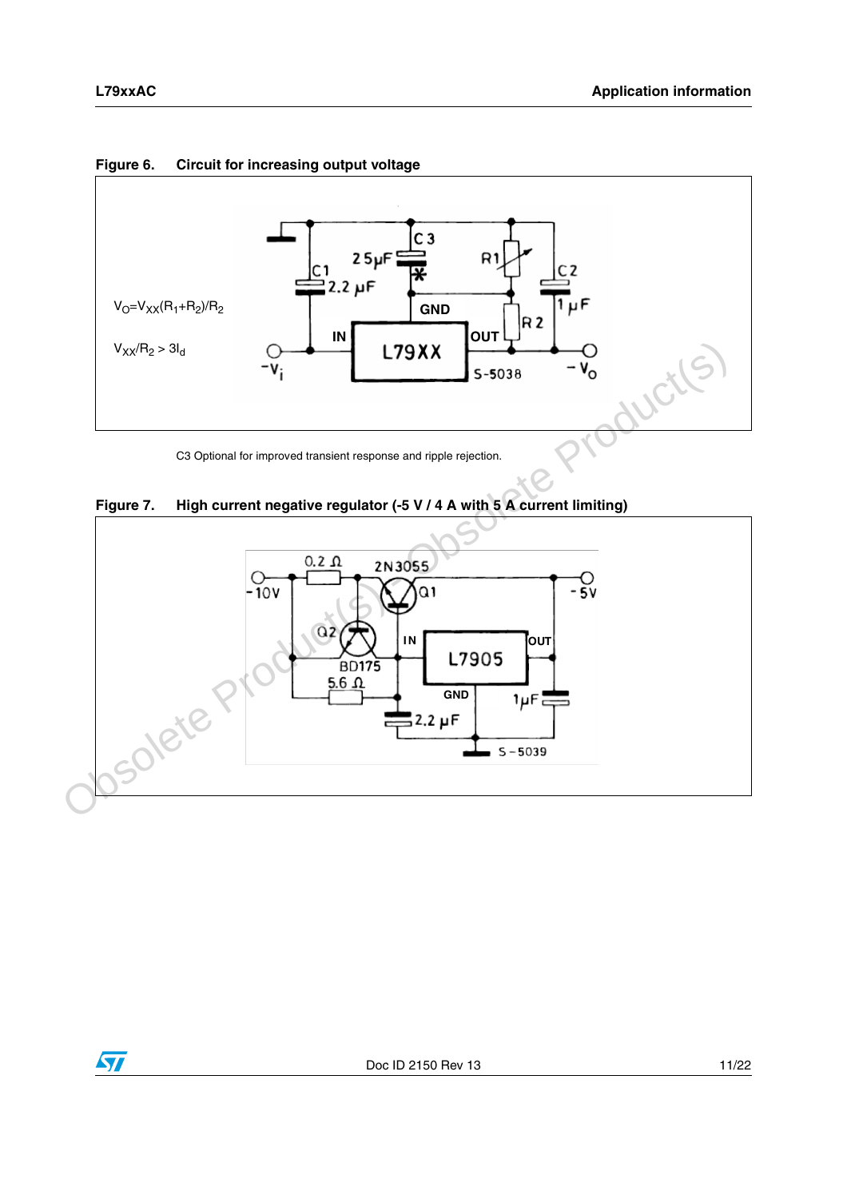**Figure 6. Circuit for increasing output voltage**

$V_O = V_{XX}(R_1+R_2)/R_2$

$V_{XX}/R_2 > 3I_d$

C3 Optional for improved transient response and ripple rejection.

**Figure 7. High current negative regulator (-5 V / 4 A with 5 A current limiting)**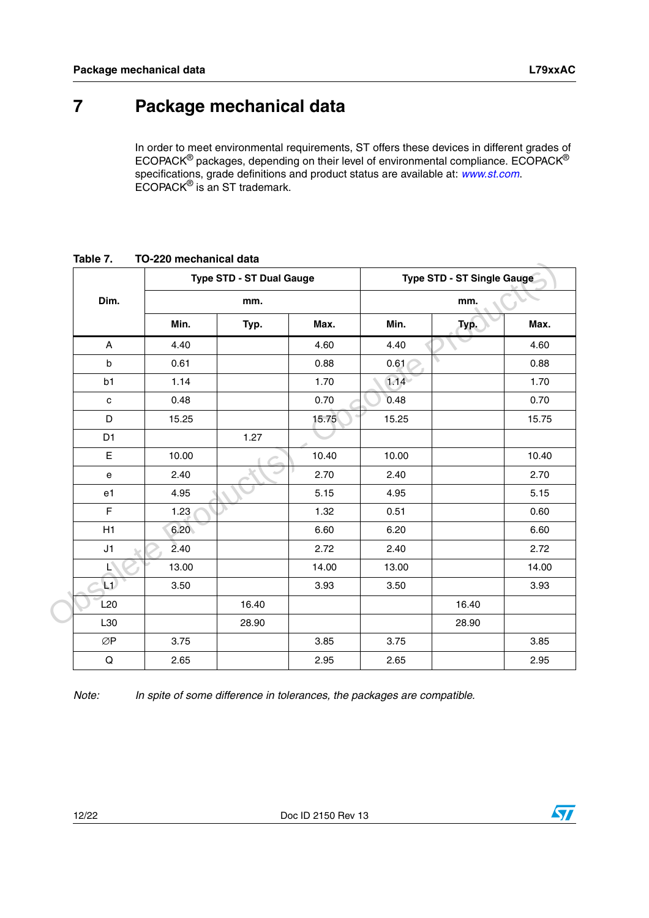# 7 Package mechanical data

In order to meet environmental requirements, ST offers these devices in different grades of ECOPACK® packages, depending on their level of environmental compliance. ECOPACK® specifications, grade definitions and product status are available at: *www.st.com*. ECOPACK® is an ST trademark.

**Table 7. TO-220 mechanical data**

| Dim. | Type STD - ST Dual Gauge | | | Type STD - ST Single Gauge | | |
|---|---|---|---|---|---|---|
| | mm. | | | mm. | | |
| | Min. | Typ. | Max. | Min. | Typ. | Max. |
| A | 4.40 | | 4.60 | 4.40 | | 4.60 |
| b | 0.61 | | 0.88 | 0.61 | | 0.88 |
| b1 | 1.14 | | 1.70 | 1.14 | | 1.70 |
| c | 0.48 | | 0.70 | 0.48 | | 0.70 |
| D | 15.25 | | 15.75 | 15.25 | | 15.75 |
| D1 | | 1.27 | | | | |
| E | 10.00 | | 10.40 | 10.00 | | 10.40 |
| e | 2.40 | | 2.70 | 2.40 | | 2.70 |
| e1 | 4.95 | | 5.15 | 4.95 | | 5.15 |
| F | 1.23 | | 1.32 | 0.51 | | 0.60 |
| H1 | 6.20 | | 6.60 | 6.20 | | 6.60 |
| J1 | 2.40 | | 2.72 | 2.40 | | 2.72 |
| L | 13.00 | | 14.00 | 13.00 | | 14.00 |
| L1 | 3.50 | | 3.93 | 3.50 | | 3.93 |
| L20 | | 16.40 | | | 16.40 | |
| L30 | | 28.90 | | | 28.90 | |
| ∅P | 3.75 | | 3.85 | 3.75 | | 3.85 |
| Q | 2.65 | | 2.95 | 2.65 | | 2.95 |

*Note: In spite of some difference in tolerances, the packages are compatible.*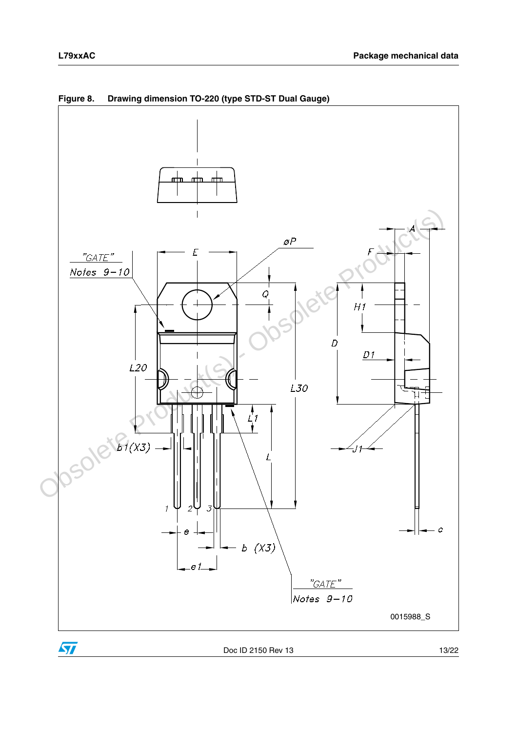**Figure 8. Drawing dimension TO-220 (type STD-ST Dual Gauge)**

"GATE" Notes 9–10

0015988_S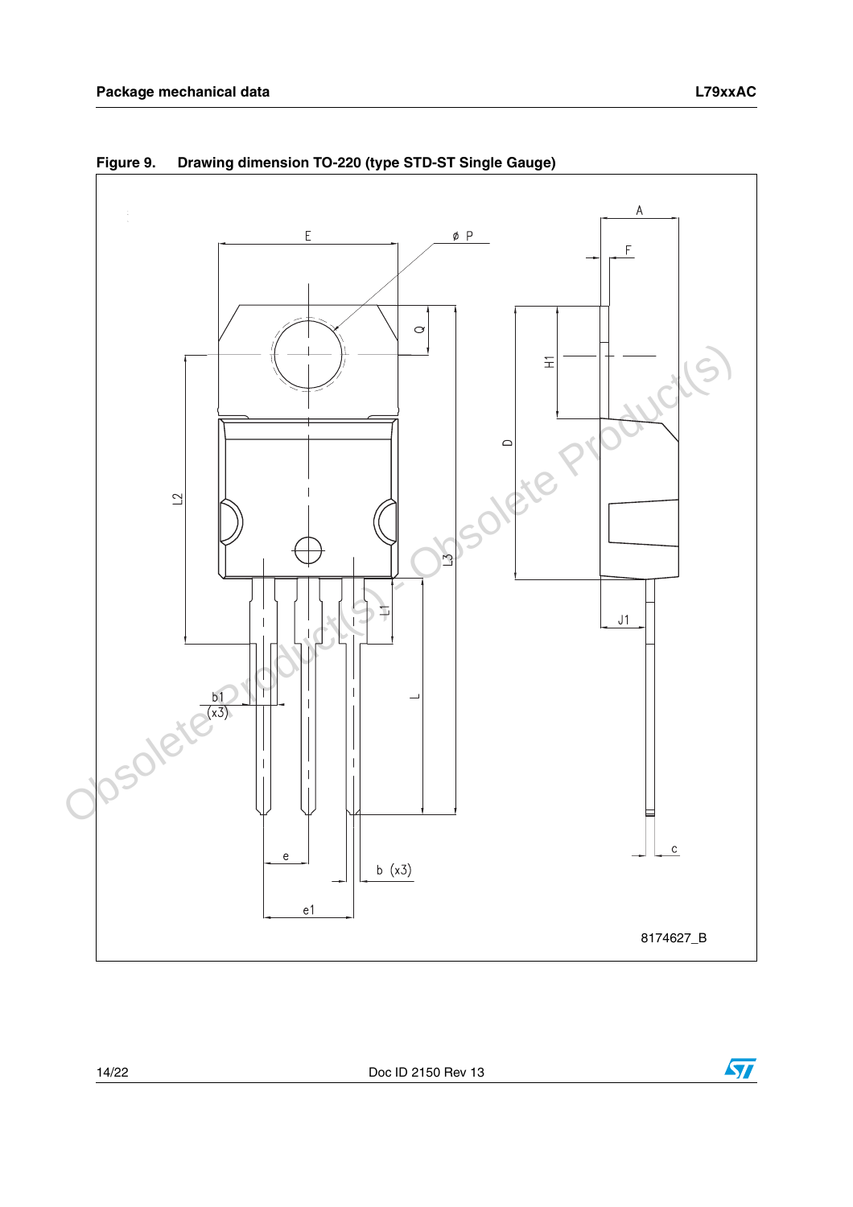**Figure 9. Drawing dimension TO-220 (type STD-ST Single Gauge)**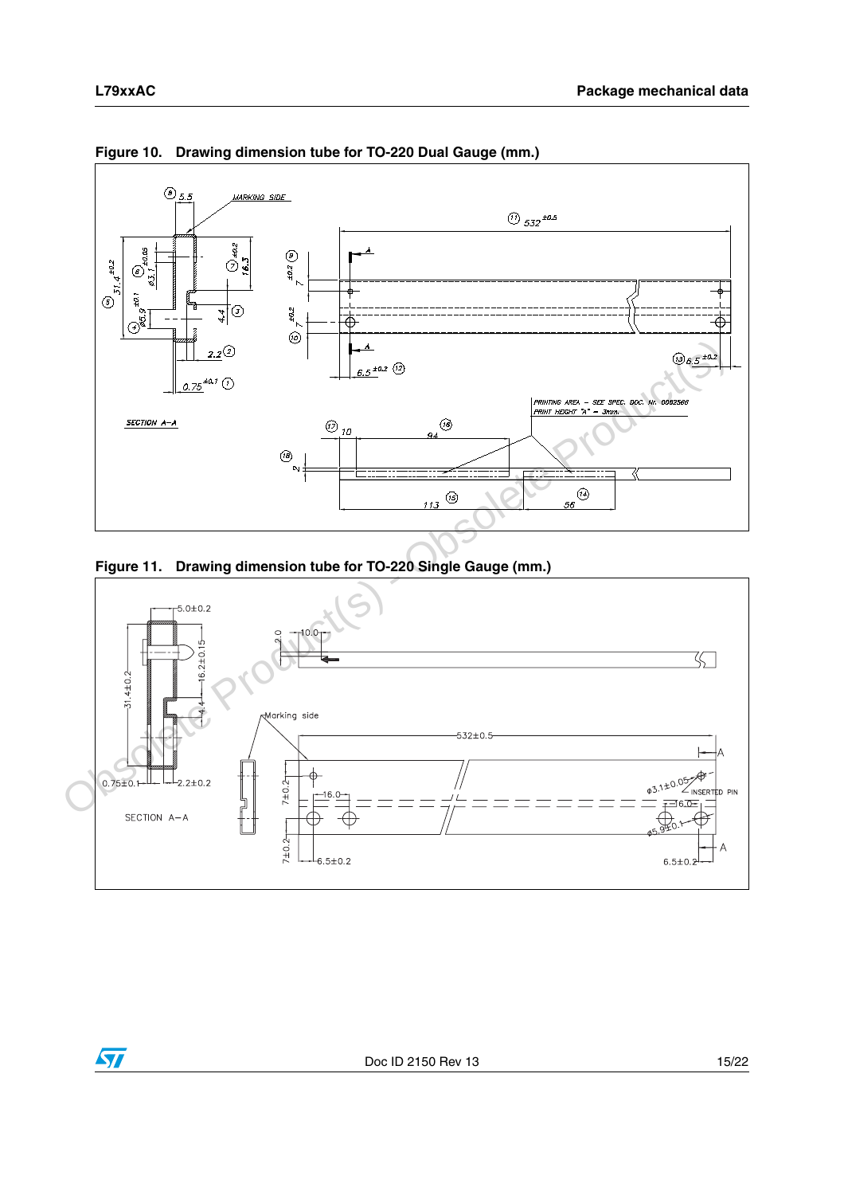**Figure 10. Drawing dimension tube for TO-220 Dual Gauge (mm.)**

**Figure 11. Drawing dimension tube for TO-220 Single Gauge (mm.)**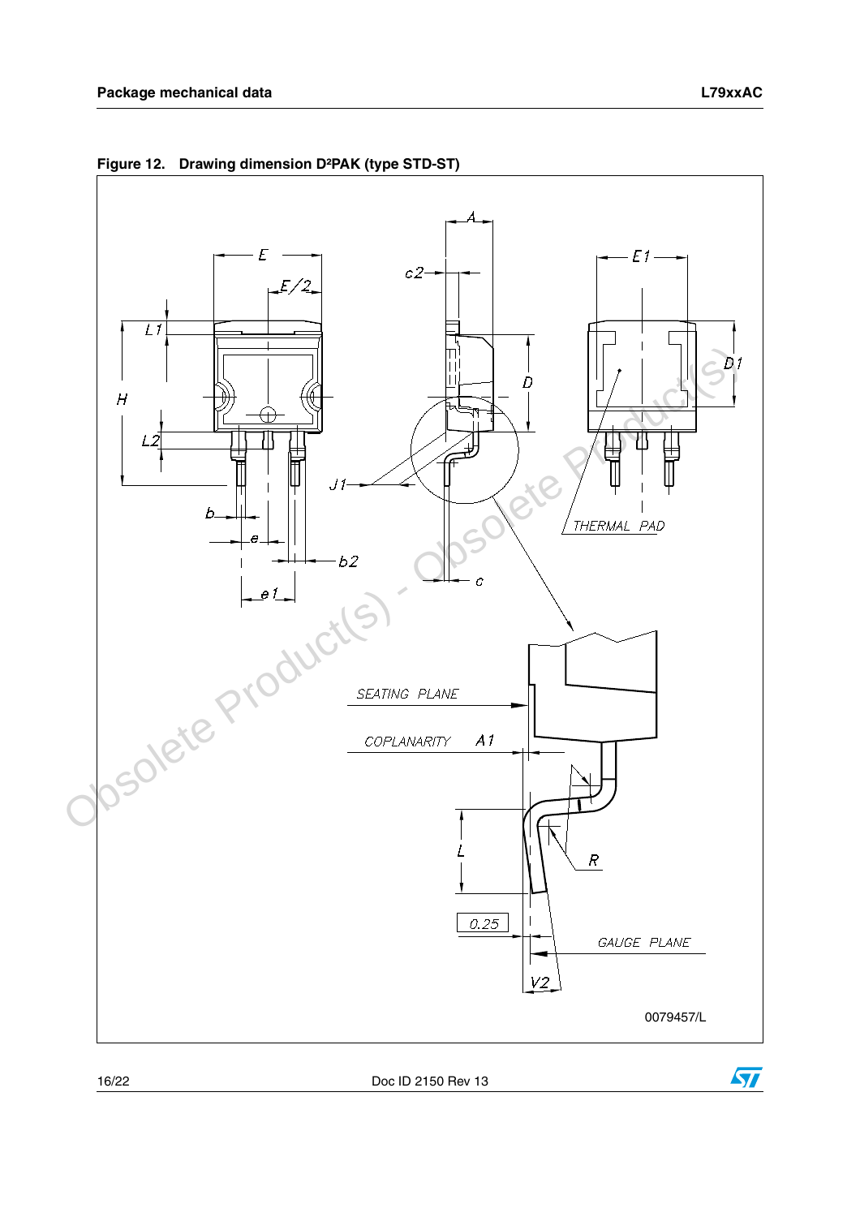**Figure 12. Drawing dimension D²PAK (type STD-ST)**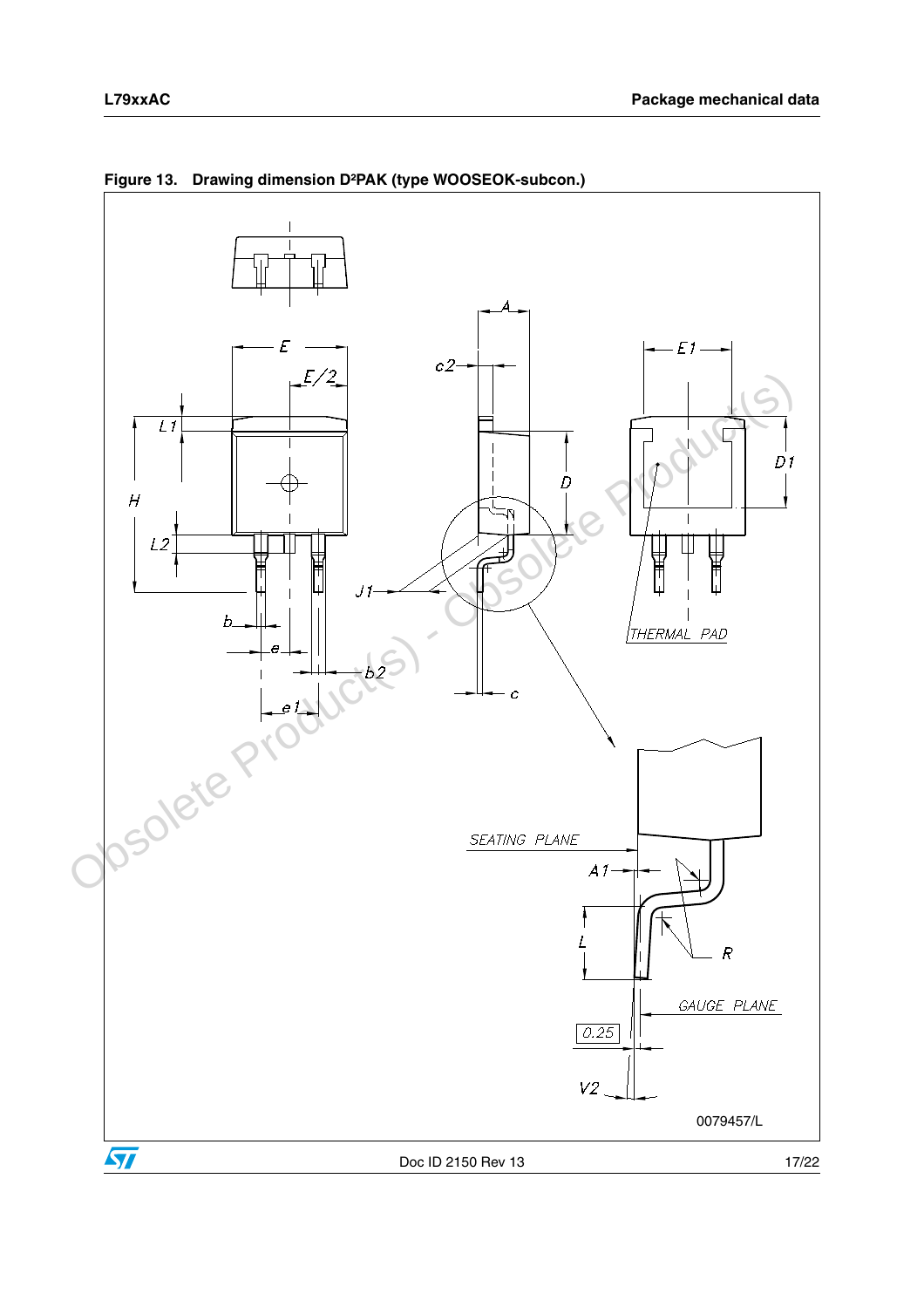**Figure 13. Drawing dimension D²PAK (type WOOSEOK-subcon.)**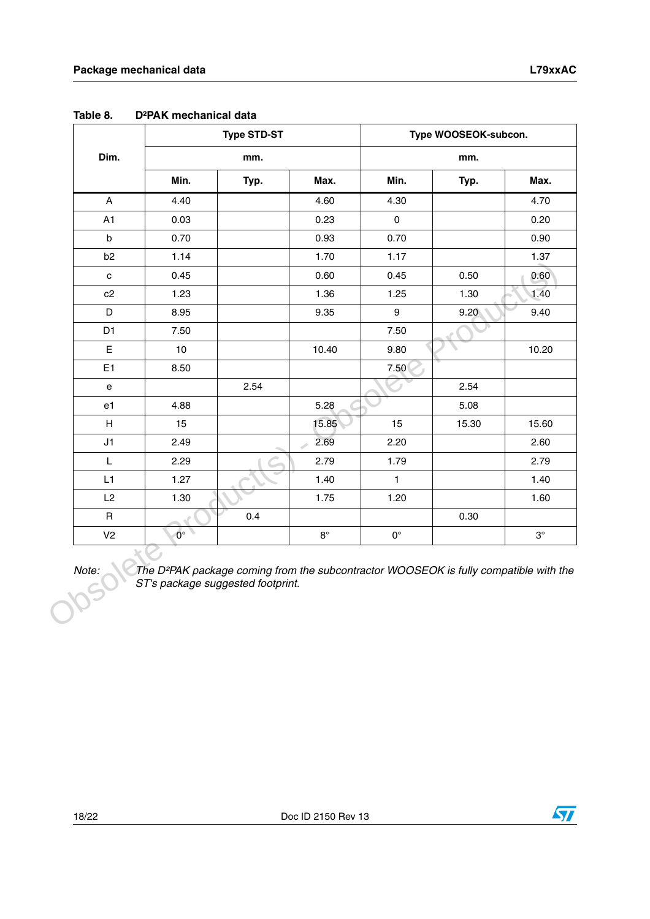Table 8. D²PAK mechanical data

| Dim. | Type STD-ST | | | Type WOOSEOK-subcon. | | |
|---|---|---|---|---|---|---|
| | mm. | | | mm. | | |
| | Min. | Typ. | Max. | Min. | Typ. | Max. |
| A | 4.40 | | 4.60 | 4.30 | | 4.70 |
| A1 | 0.03 | | 0.23 | 0 | | 0.20 |
| b | 0.70 | | 0.93 | 0.70 | | 0.90 |
| b2 | 1.14 | | 1.70 | 1.17 | | 1.37 |
| c | 0.45 | | 0.60 | 0.45 | 0.50 | 0.60 |
| c2 | 1.23 | | 1.36 | 1.25 | 1.30 | 1.40 |
| D | 8.95 | | 9.35 | 9 | 9.20 | 9.40 |
| D1 | 7.50 | | | 7.50 | | |
| E | 10 | | 10.40 | 9.80 | | 10.20 |
| E1 | 8.50 | | | 7.50 | | |
| e | | 2.54 | | | 2.54 | |
| e1 | 4.88 | | 5.28 | | 5.08 | |
| H | 15 | | 15.85 | 15 | 15.30 | 15.60 |
| J1 | 2.49 | | 2.69 | 2.20 | | 2.60 |
| L | 2.29 | | 2.79 | 1.79 | | 2.79 |
| L1 | 1.27 | | 1.40 | 1 | | 1.40 |
| L2 | 1.30 | | 1.75 | 1.20 | | 1.60 |
| R | | 0.4 | | | 0.30 | |
| V2 | 0° | | 8° | 0° | | 3° |

Note: *The D²PAK package coming from the subcontractor WOOSEOK is fully compatible with the ST's package suggested footprint.*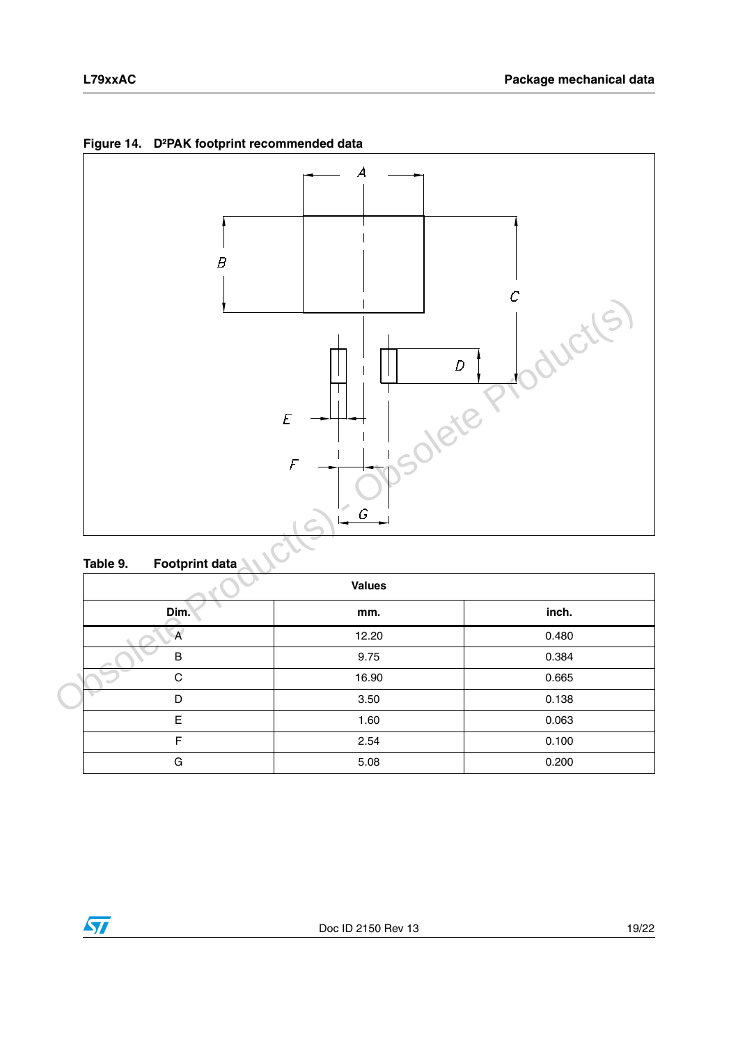Figure 14. D²PAK footprint recommended data

Table 9. Footprint data

| Dim. | Values mm. | Values inch. |
|---|---|---|
| A | 12.20 | 0.480 |
| B | 9.75 | 0.384 |
| C | 16.90 | 0.665 |
| D | 3.50 | 0.138 |
| E | 1.60 | 0.063 |
| F | 2.54 | 0.100 |
| G | 5.08 | 0.200 |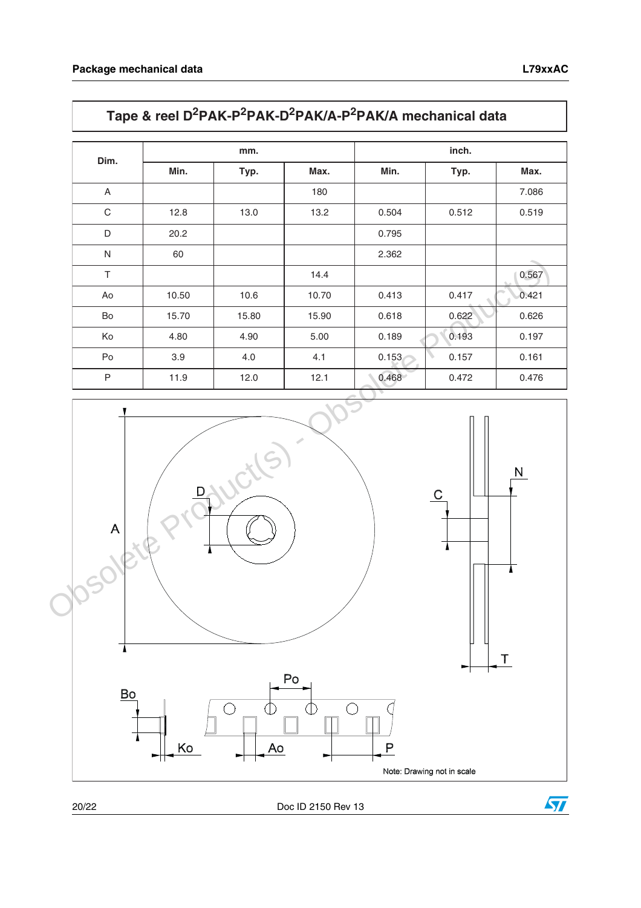## Tape & reel $D^2PAK$-$P^2PAK$-$D^2PAK/A$-$P^2PAK/A$ mechanical data

| Dim. | mm. | | | inch. | | |
|---|---|---|---|---|---|---|
| | Min. | Typ. | Max. | Min. | Typ. | Max. |
| A | | | 180 | | | 7.086 |
| C | 12.8 | 13.0 | 13.2 | 0.504 | 0.512 | 0.519 |
| D | 20.2 | | | 0.795 | | |
| N | 60 | | | 2.362 | | |
| T | | | 14.4 | | | 0.567 |
| Ao | 10.50 | 10.6 | 10.70 | 0.413 | 0.417 | 0.421 |
| Bo | 15.70 | 15.80 | 15.90 | 0.618 | 0.622 | 0.626 |
| Ko | 4.80 | 4.90 | 5.00 | 0.189 | 0.193 | 0.197 |
| Po | 3.9 | 4.0 | 4.1 | 0.153 | 0.157 | 0.161 |
| P | 11.9 | 12.0 | 12.1 | 0.468 | 0.472 | 0.476 |

Note: Drawing not in scale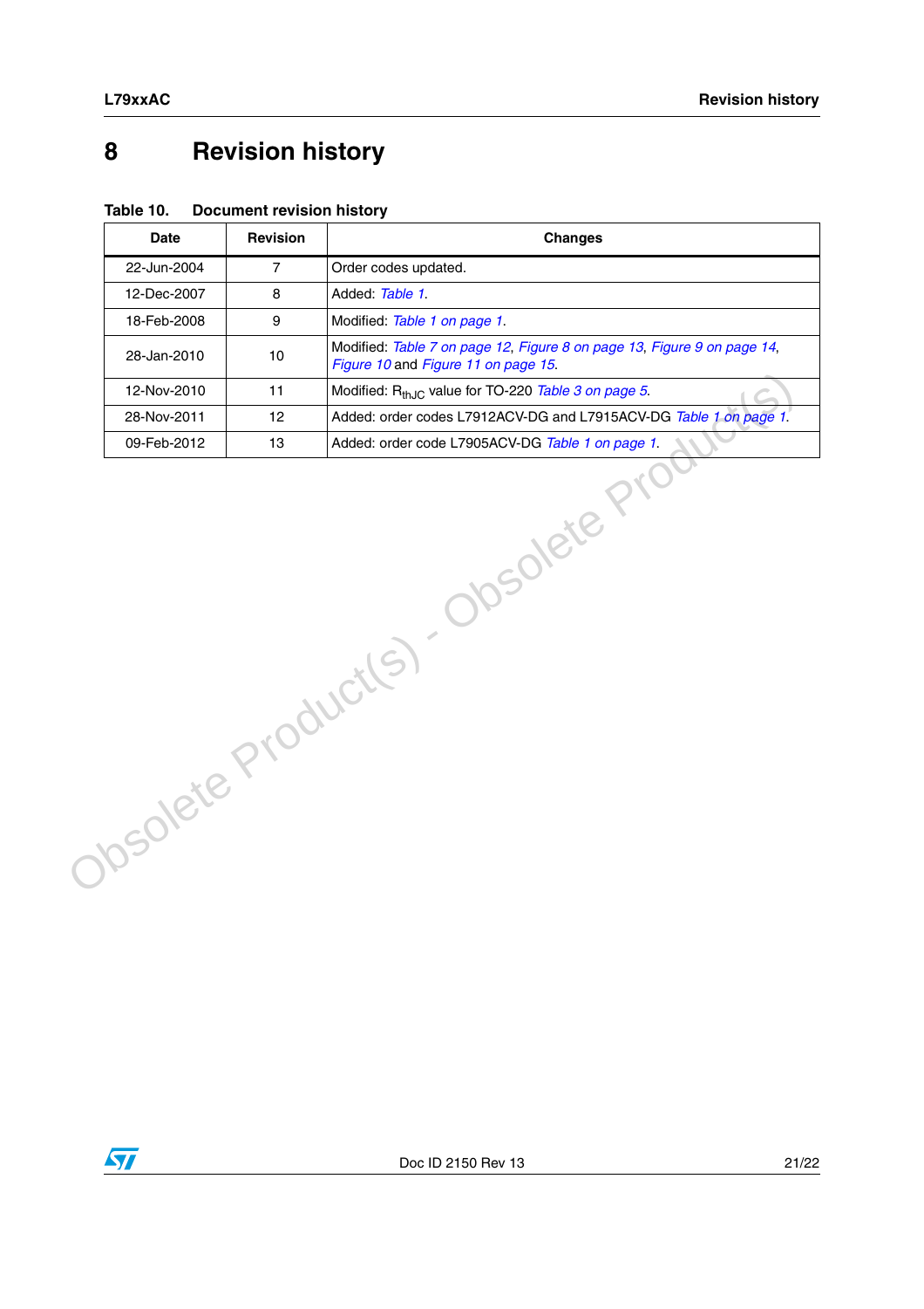# 8 Revision history

**Table 10. Document revision history**

| Date | Revision | Changes |
|---|---|---|
| 22-Jun-2004 | 7 | Order codes updated. |
| 12-Dec-2007 | 8 | Added: *Table 1*. |
| 18-Feb-2008 | 9 | Modified: *Table 1 on page 1*. |
| 28-Jan-2010 | 10 | Modified: *Table 7 on page 12*, *Figure 8 on page 13*, *Figure 9 on page 14*, *Figure 10* and *Figure 11 on page 15*. |
| 12-Nov-2010 | 11 | Modified: $R_{thJC}$ value for TO-220 *Table 3 on page 5*. |
| 28-Nov-2011 | 12 | Added: order codes L7912ACV-DG and L7915ACV-DG *Table 1 on page 1*. |
| 09-Feb-2012 | 13 | Added: order code L7905ACV-DG *Table 1 on page 1*. |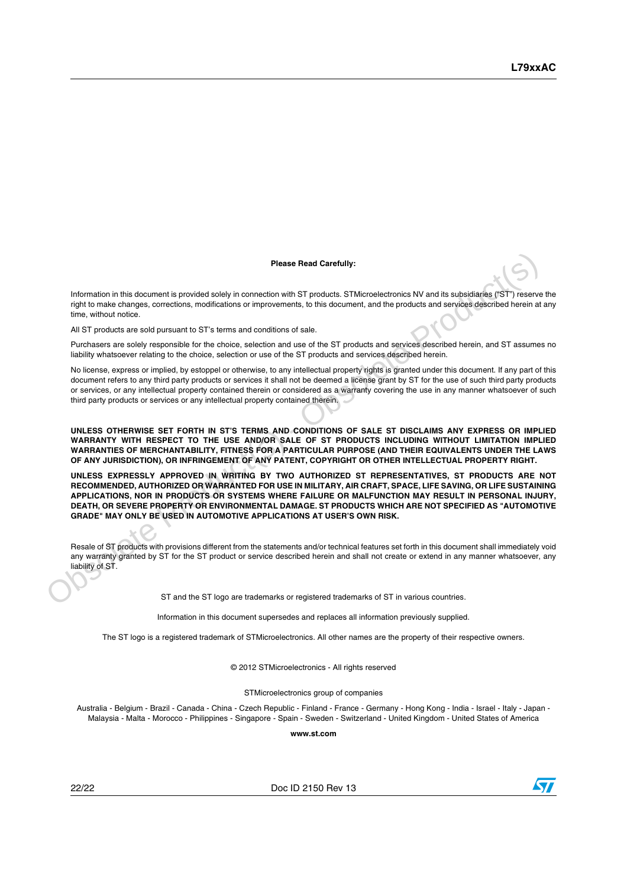**Please Read Carefully:**

Information in this document is provided solely in connection with ST products. STMicroelectronics NV and its subsidiaries ("ST") reserve the right to make changes, corrections, modifications or improvements, to this document, and the products and services described herein at any time, without notice.

All ST products are sold pursuant to ST's terms and conditions of sale.

Purchasers are solely responsible for the choice, selection and use of the ST products and services described herein, and ST assumes no liability whatsoever relating to the choice, selection or use of the ST products and services described herein.

No license, express or implied, by estoppel or otherwise, to any intellectual property rights is granted under this document. If any part of this document refers to any third party products or services it shall not be deemed a license grant by ST for the use of such third party products or services, or any intellectual property contained therein or considered as a warranty covering the use in any manner whatsoever of such third party products or services or any intellectual property contained therein.

**UNLESS OTHERWISE SET FORTH IN ST'S TERMS AND CONDITIONS OF SALE ST DISCLAIMS ANY EXPRESS OR IMPLIED WARRANTY WITH RESPECT TO THE USE AND/OR SALE OF ST PRODUCTS INCLUDING WITHOUT LIMITATION IMPLIED WARRANTIES OF MERCHANTABILITY, FITNESS FOR A PARTICULAR PURPOSE (AND THEIR EQUIVALENTS UNDER THE LAWS OF ANY JURISDICTION), OR INFRINGEMENT OF ANY PATENT, COPYRIGHT OR OTHER INTELLECTUAL PROPERTY RIGHT.**

**UNLESS EXPRESSLY APPROVED IN WRITING BY TWO AUTHORIZED ST REPRESENTATIVES, ST PRODUCTS ARE NOT RECOMMENDED, AUTHORIZED OR WARRANTED FOR USE IN MILITARY, AIR CRAFT, SPACE, LIFE SAVING, OR LIFE SUSTAINING APPLICATIONS, NOR IN PRODUCTS OR SYSTEMS WHERE FAILURE OR MALFUNCTION MAY RESULT IN PERSONAL INJURY, DEATH, OR SEVERE PROPERTY OR ENVIRONMENTAL DAMAGE. ST PRODUCTS WHICH ARE NOT SPECIFIED AS "AUTOMOTIVE GRADE" MAY ONLY BE USED IN AUTOMOTIVE APPLICATIONS AT USER'S OWN RISK.**

Resale of ST products with provisions different from the statements and/or technical features set forth in this document shall immediately void any warranty granted by ST for the ST product or service described herein and shall not create or extend in any manner whatsoever, any liability of ST.

ST and the ST logo are trademarks or registered trademarks of ST in various countries.

Information in this document supersedes and replaces all information previously supplied.

The ST logo is a registered trademark of STMicroelectronics. All other names are the property of their respective owners.

© 2012 STMicroelectronics - All rights reserved

STMicroelectronics group of companies

Australia - Belgium - Brazil - Canada - China - Czech Republic - Finland - France - Germany - Hong Kong - India - Israel - Italy - Japan - Malaysia - Malta - Morocco - Philippines - Singapore - Spain - Sweden - Switzerland - United Kingdom - United States of America

**www.st.com**